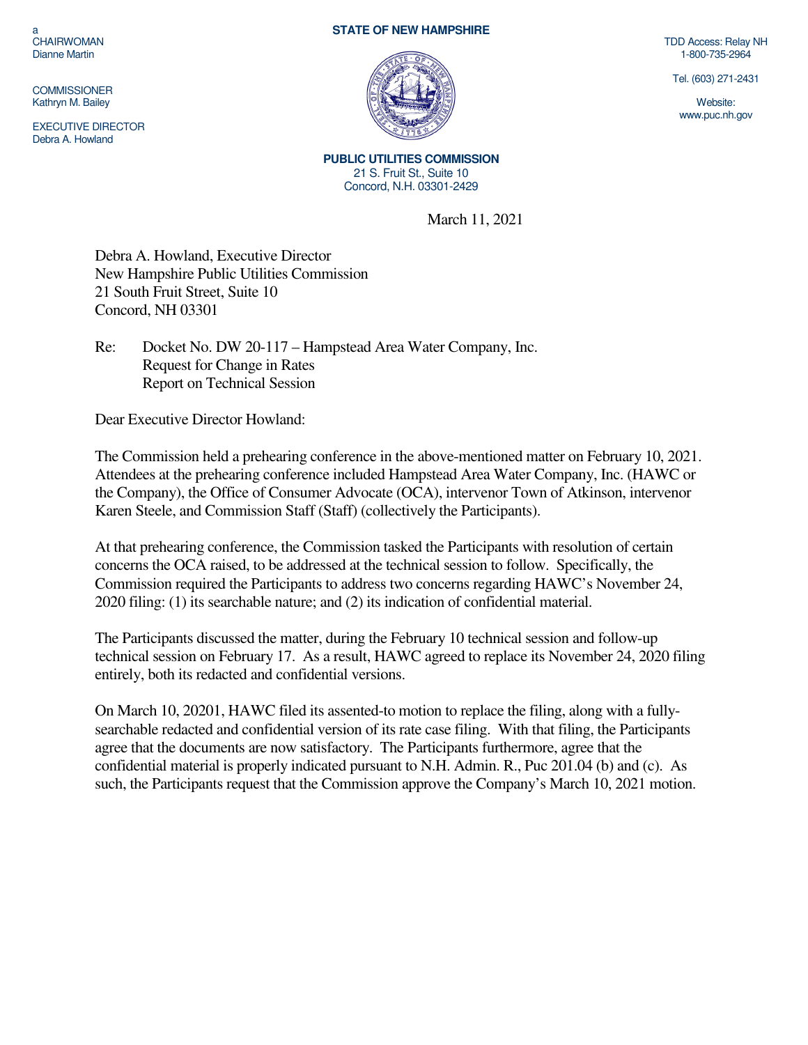a
CHAIRWOMAN
Dianne Martin

COMMISSIONER
Kathryn M. Bailey

EXECUTIVE DIRECTOR
Debra A. Howland

**STATE OF NEW HAMPSHIRE**

**PUBLIC UTILITIES COMMISSION**
21 S. Fruit St., Suite 10
Concord, N.H. 03301-2429

TDD Access: Relay NH
1-800-735-2964

Tel. (603) 271-2431

Website:
www.puc.nh.gov

March 11, 2021

Debra A. Howland, Executive Director
New Hampshire Public Utilities Commission
21 South Fruit Street, Suite 10
Concord, NH 03301

Re: Docket No. DW 20-117 – Hampstead Area Water Company, Inc.
Request for Change in Rates
Report on Technical Session

Dear Executive Director Howland:

The Commission held a prehearing conference in the above-mentioned matter on February 10, 2021. Attendees at the prehearing conference included Hampstead Area Water Company, Inc. (HAWC or the Company), the Office of Consumer Advocate (OCA), intervenor Town of Atkinson, intervenor Karen Steele, and Commission Staff (Staff) (collectively the Participants).

At that prehearing conference, the Commission tasked the Participants with resolution of certain concerns the OCA raised, to be addressed at the technical session to follow. Specifically, the Commission required the Participants to address two concerns regarding HAWC's November 24, 2020 filing: (1) its searchable nature; and (2) its indication of confidential material.

The Participants discussed the matter, during the February 10 technical session and follow-up technical session on February 17. As a result, HAWC agreed to replace its November 24, 2020 filing entirely, both its redacted and confidential versions.

On March 10, 20201, HAWC filed its assented-to motion to replace the filing, along with a fully-searchable redacted and confidential version of its rate case filing. With that filing, the Participants agree that the documents are now satisfactory. The Participants furthermore, agree that the confidential material is properly indicated pursuant to N.H. Admin. R., Puc 201.04 (b) and (c). As such, the Participants request that the Commission approve the Company's March 10, 2021 motion.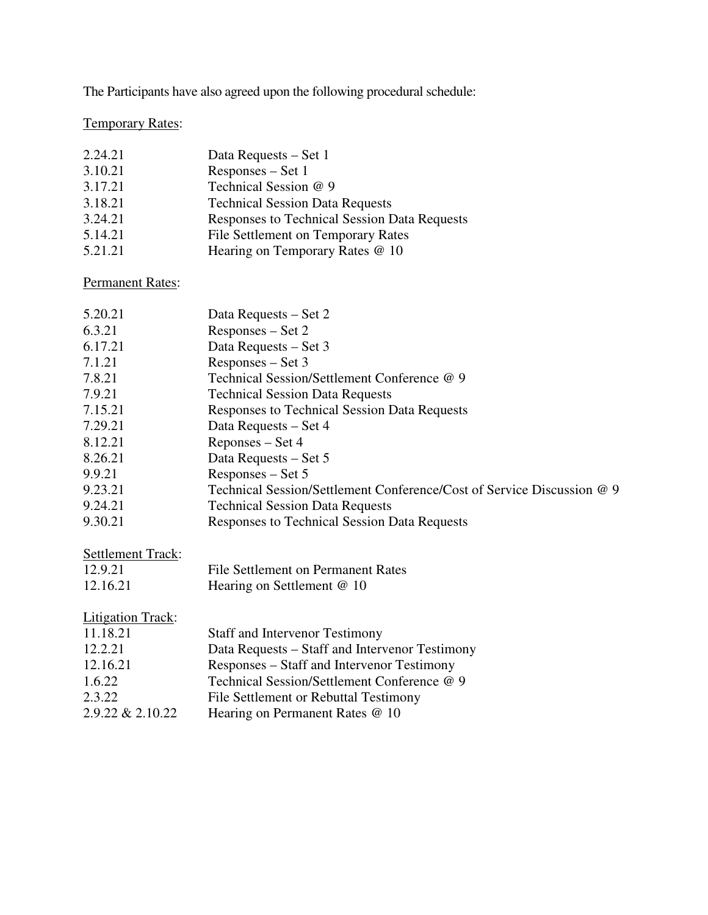The Participants have also agreed upon the following procedural schedule:

<u>Temporary Rates</u>:

| | |
|---|---|
| 2.24.21 | Data Requests – Set 1 |
| 3.10.21 | Responses – Set 1 |
| 3.17.21 | Technical Session @ 9 |
| 3.18.21 | Technical Session Data Requests |
| 3.24.21 | Responses to Technical Session Data Requests |
| 5.14.21 | File Settlement on Temporary Rates |
| 5.21.21 | Hearing on Temporary Rates @ 10 |

<u>Permanent Rates</u>:

| | |
|---|---|
| 5.20.21 | Data Requests – Set 2 |
| 6.3.21 | Responses – Set 2 |
| 6.17.21 | Data Requests – Set 3 |
| 7.1.21 | Responses – Set 3 |
| 7.8.21 | Technical Session/Settlement Conference @ 9 |
| 7.9.21 | Technical Session Data Requests |
| 7.15.21 | Responses to Technical Session Data Requests |
| 7.29.21 | Data Requests – Set 4 |
| 8.12.21 | Reponses – Set 4 |
| 8.26.21 | Data Requests – Set 5 |
| 9.9.21 | Responses – Set 5 |
| 9.23.21 | Technical Session/Settlement Conference/Cost of Service Discussion @ 9 |
| 9.24.21 | Technical Session Data Requests |
| 9.30.21 | Responses to Technical Session Data Requests |

<u>Settlement Track</u>:

| | |
|---|---|
| 12.9.21 | File Settlement on Permanent Rates |
| 12.16.21 | Hearing on Settlement @ 10 |

<u>Litigation Track</u>:

| | |
|---|---|
| 11.18.21 | Staff and Intervenor Testimony |
| 12.2.21 | Data Requests – Staff and Intervenor Testimony |
| 12.16.21 | Responses – Staff and Intervenor Testimony |
| 1.6.22 | Technical Session/Settlement Conference @ 9 |
| 2.3.22 | File Settlement or Rebuttal Testimony |
| 2.9.22 & 2.10.22 | Hearing on Permanent Rates @ 10 |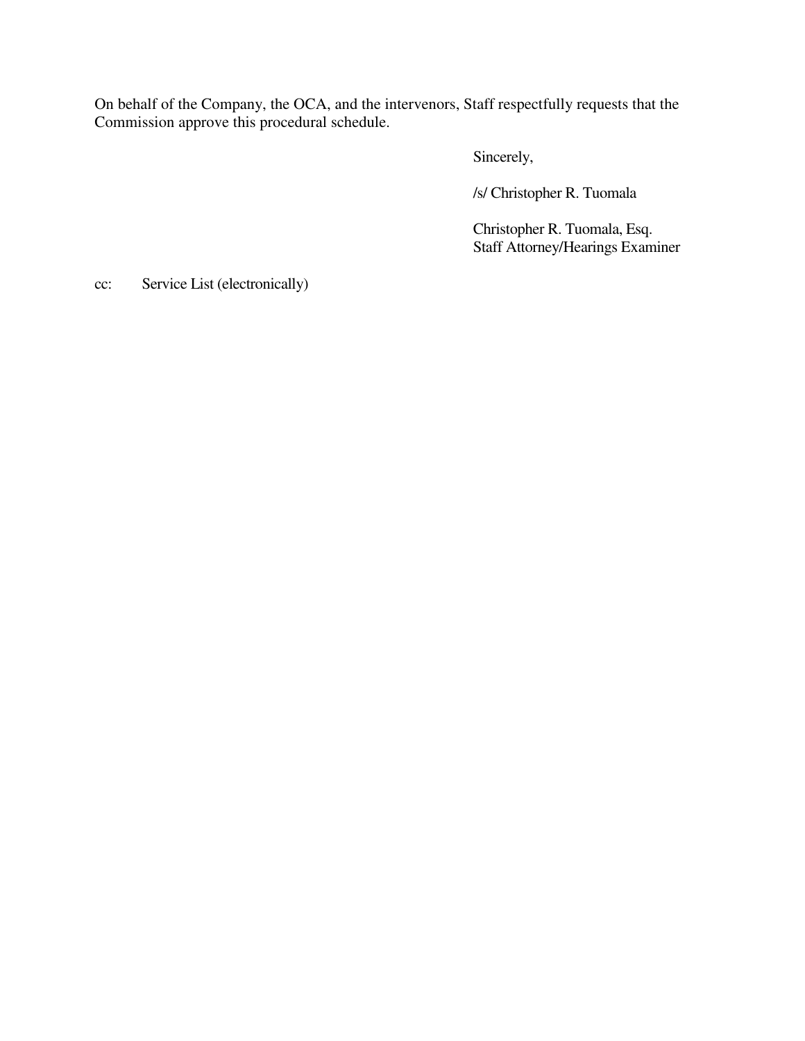On behalf of the Company, the OCA, and the intervenors, Staff respectfully requests that the Commission approve this procedural schedule.

Sincerely,

/s/ Christopher R. Tuomala

Christopher R. Tuomala, Esq.
Staff Attorney/Hearings Examiner

cc: Service List (electronically)